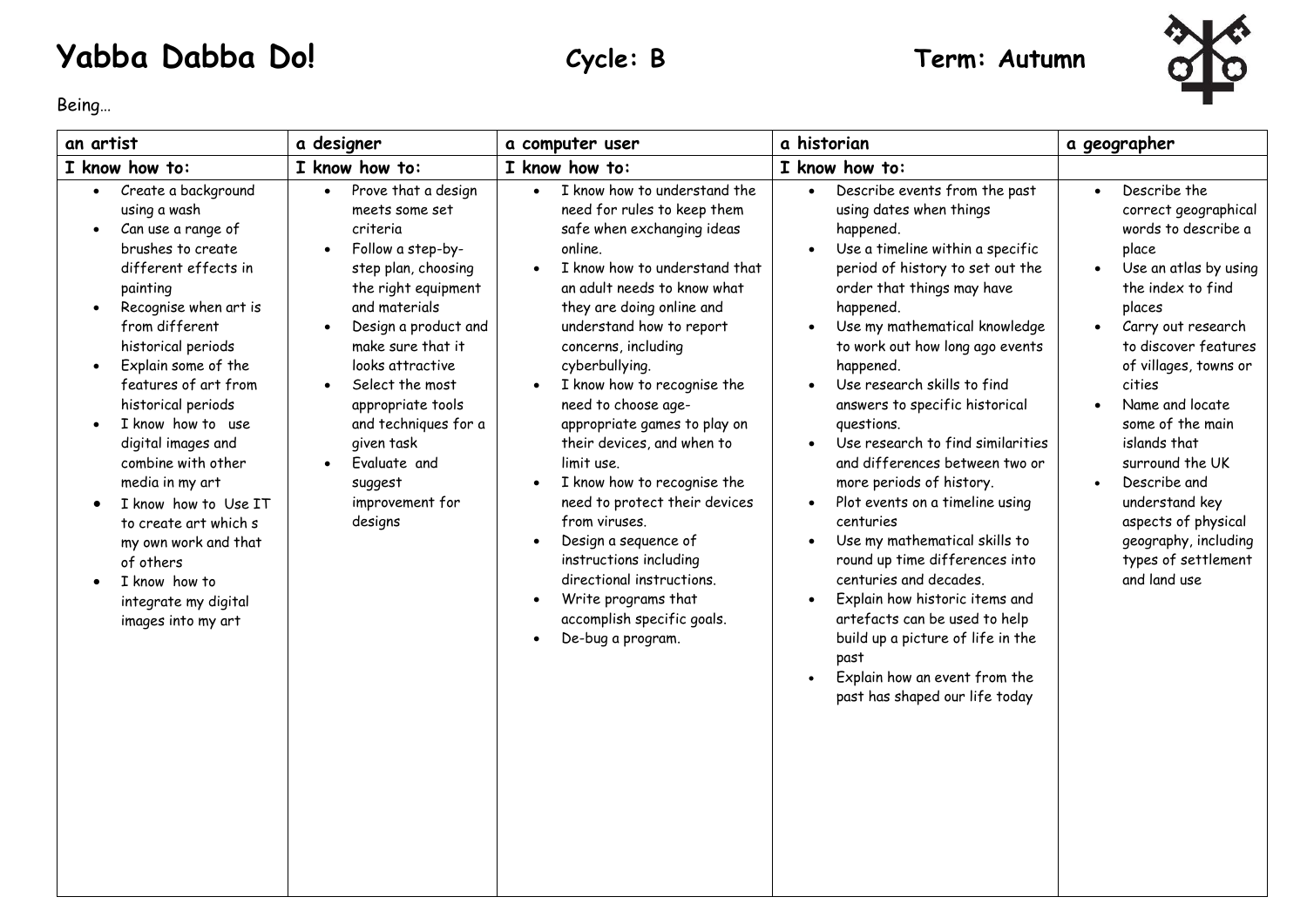# Yabba Dabba Do!

**Cycle: B** **Term: Autumn**

Being…

| an artist | a designer | a computer user | a historian | a geographer |
|---|---|---|---|---|
| **I know how to:** | **I know how to:** | **I know how to:** | **I know how to:** | |
| • Create a background using a wash<br>• Can use a range of brushes to create different effects in painting<br>• Recognise when art is from different historical periods<br>• Explain some of the features of art from historical periods<br>• I know how to use digital images and combine with other media in my art<br>• I know how to Use IT to create art which s my own work and that of others<br>• I know how to integrate my digital images into my art | • Prove that a design meets some set criteria<br>• Follow a step-by-step plan, choosing the right equipment and materials<br>• Design a product and make sure that it looks attractive<br>• Select the most appropriate tools and techniques for a given task<br>• Evaluate and suggest improvement for designs | • I know how to understand the need for rules to keep them safe when exchanging ideas online.<br>• I know how to understand that an adult needs to know what they are doing online and understand how to report concerns, including cyberbullying.<br>• I know how to recognise the need to choose age-appropriate games to play on their devices, and when to limit use.<br>• I know how to recognise the need to protect their devices from viruses.<br>• Design a sequence of instructions including directional instructions.<br>• Write programs that accomplish specific goals.<br>• De-bug a program. | • Describe events from the past using dates when things happened.<br>• Use a timeline within a specific period of history to set out the order that things may have happened.<br>• Use my mathematical knowledge to work out how long ago events happened.<br>• Use research skills to find answers to specific historical questions.<br>• Use research to find similarities and differences between two or more periods of history.<br>• Plot events on a timeline using centuries<br>• Use my mathematical skills to round up time differences into centuries and decades.<br>• Explain how historic items and artefacts can be used to help build up a picture of life in the past<br>• Explain how an event from the past has shaped our life today | • Describe the correct geographical words to describe a place<br>• Use an atlas by using the index to find places<br>• Carry out research to discover features of villages, towns or cities<br>• Name and locate some of the main islands that surround the UK<br>• Describe and understand key aspects of physical geography, including types of settlement and land use |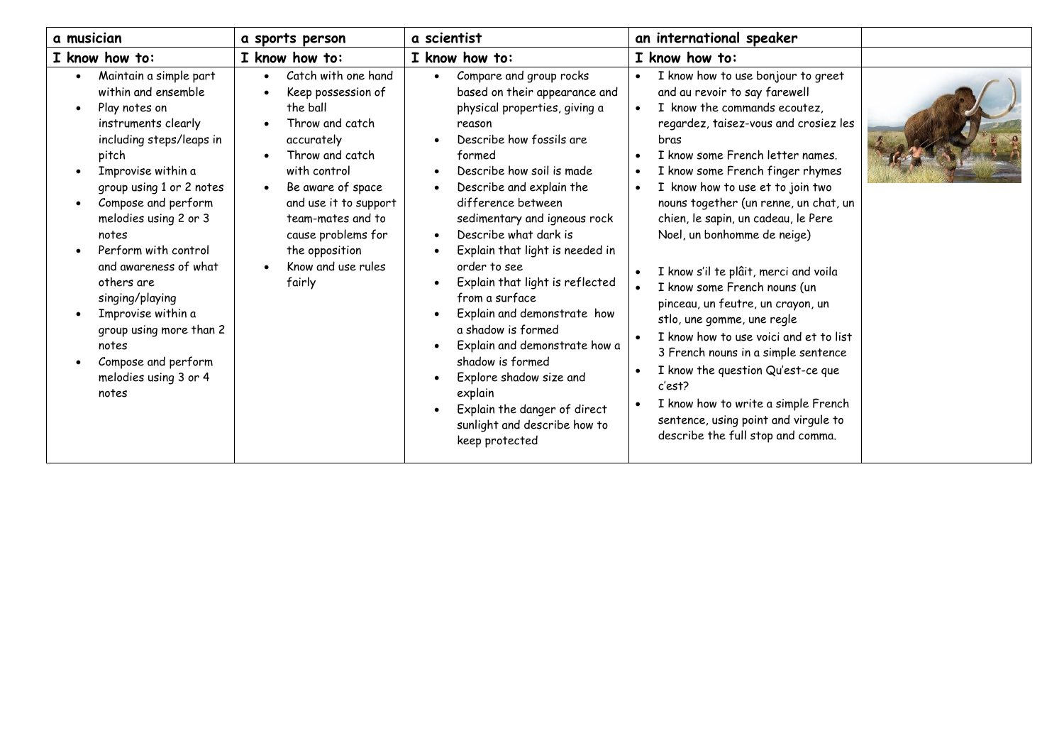| a musician | a sports person | a scientist | an international speaker | |
|---|---|---|---|---|
| I know how to: | I know how to: | I know how to: | I know how to: | |
| • Maintain a simple part within and ensemble<br>• Play notes on instruments clearly including steps/leaps in pitch<br>• Improvise within a group using 1 or 2 notes<br>• Compose and perform melodies using 2 or 3 notes<br>• Perform with control and awareness of what others are singing/playing<br>• Improvise within a group using more than 2 notes<br>• Compose and perform melodies using 3 or 4 notes | • Catch with one hand<br>• Keep possession of the ball<br>• Throw and catch accurately<br>• Throw and catch with control<br>• Be aware of space and use it to support team-mates and to cause problems for the opposition<br>• Know and use rules fairly | • Compare and group rocks based on their appearance and physical properties, giving a reason<br>• Describe how fossils are formed<br>• Describe how soil is made<br>• Describe and explain the difference between sedimentary and igneous rock<br>• Describe what dark is<br>• Explain that light is needed in order to see<br>• Explain that light is reflected from a surface<br>• Explain and demonstrate how a shadow is formed<br>• Explain and demonstrate how a shadow is formed<br>• Explore shadow size and explain<br>• Explain the danger of direct sunlight and describe how to keep protected | • I know how to use bonjour to greet and au revoir to say farewell<br>• I know the commands ecoutez, regardez, taisez-vous and crosiez les bras<br>• I know some French letter names.<br>• I know some French finger rhymes<br>• I know how to use et to join two nouns together (un renne, un chat, un chien, le sapin, un cadeau, le Pere Noel, un bonhomme de neige)<br>• I know s'il te plâit, merci and voila<br>• I know some French nouns (un pinceau, un feutre, un crayon, un stlo, une gomme, une regle<br>• I know how to use voici and et to list 3 French nouns in a simple sentence<br>• I know the question Qu'est-ce que c'est?<br>• I know how to write a simple French sentence, using point and virgule to describe the full stop and comma. | |